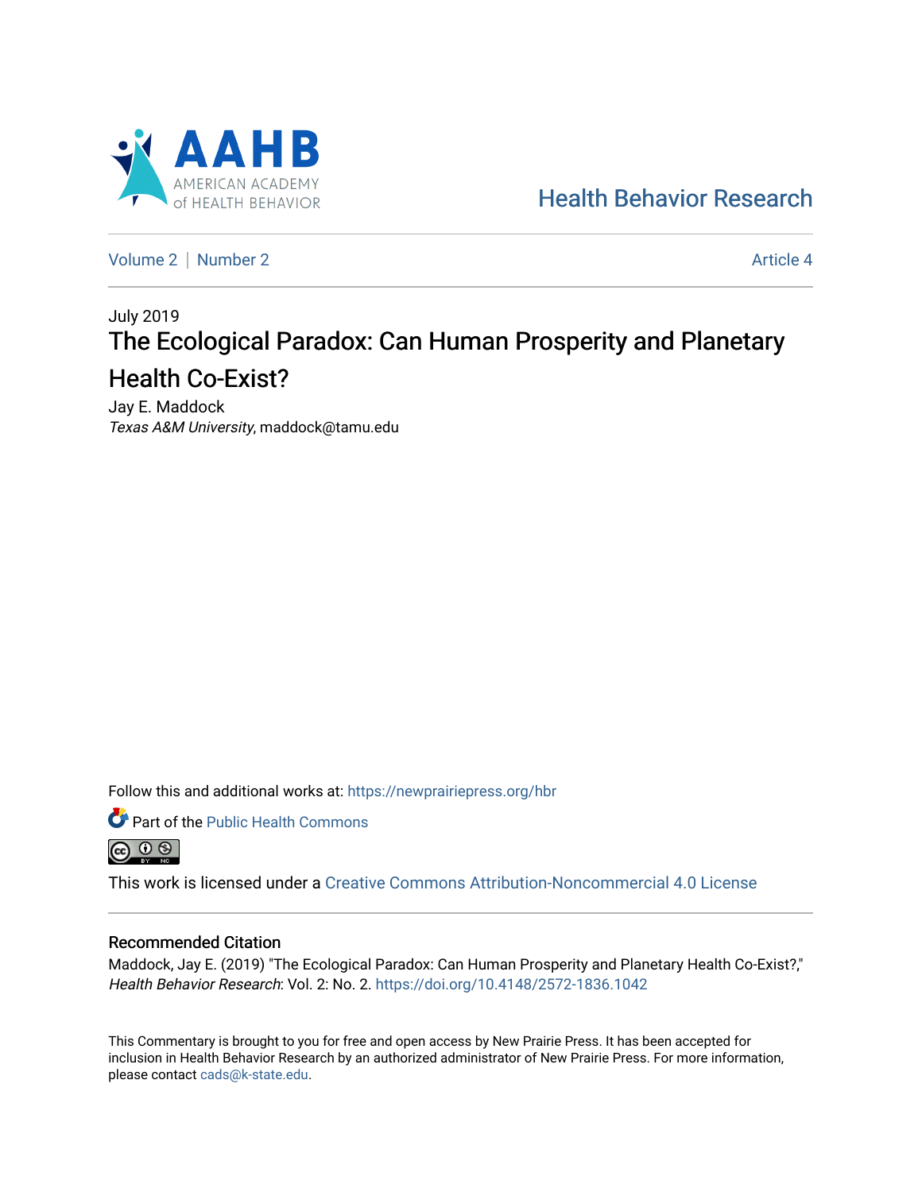AAHB
AMERICAN ACADEMY of HEALTH BEHAVIOR

Health Behavior Research

Volume 2 | Number 2 — Article 4

July 2019

# The Ecological Paradox: Can Human Prosperity and Planetary Health Co-Exist?

Jay E. Maddock
*Texas A&M University*, maddock@tamu.edu

Follow this and additional works at: https://newprairiepress.org/hbr

Part of the Public Health Commons

This work is licensed under a Creative Commons Attribution-Noncommercial 4.0 License

## Recommended Citation

Maddock, Jay E. (2019) "The Ecological Paradox: Can Human Prosperity and Planetary Health Co-Exist?," *Health Behavior Research*: Vol. 2: No. 2. https://doi.org/10.4148/2572-1836.1042

This Commentary is brought to you for free and open access by New Prairie Press. It has been accepted for inclusion in Health Behavior Research by an authorized administrator of New Prairie Press. For more information, please contact cads@k-state.edu.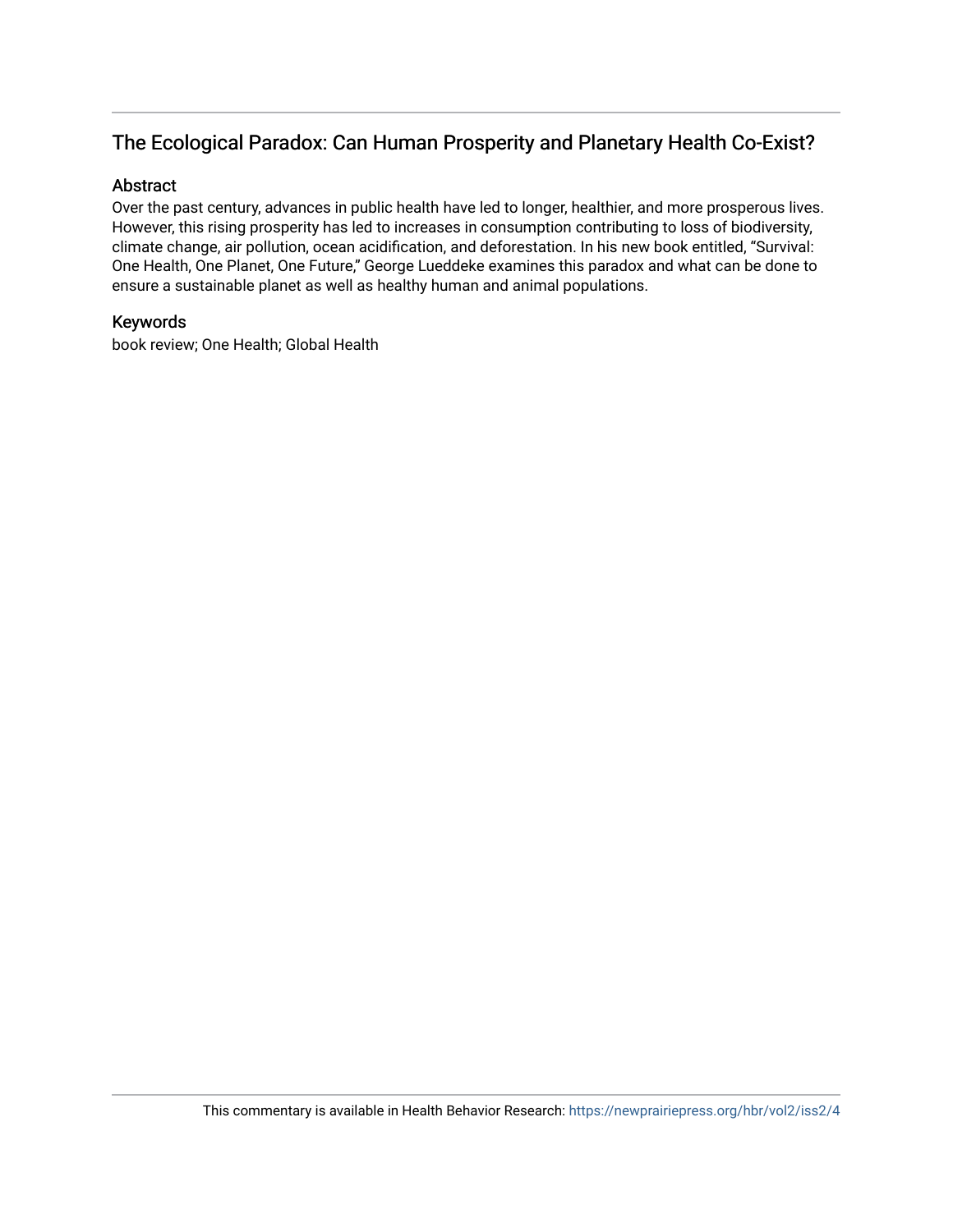## The Ecological Paradox: Can Human Prosperity and Planetary Health Co-Exist?

### Abstract

Over the past century, advances in public health have led to longer, healthier, and more prosperous lives. However, this rising prosperity has led to increases in consumption contributing to loss of biodiversity, climate change, air pollution, ocean acidification, and deforestation. In his new book entitled, "Survival: One Health, One Planet, One Future," George Lueddeke examines this paradox and what can be done to ensure a sustainable planet as well as healthy human and animal populations.

### Keywords

book review; One Health; Global Health

This commentary is available in Health Behavior Research: https://newprairiepress.org/hbr/vol2/iss2/4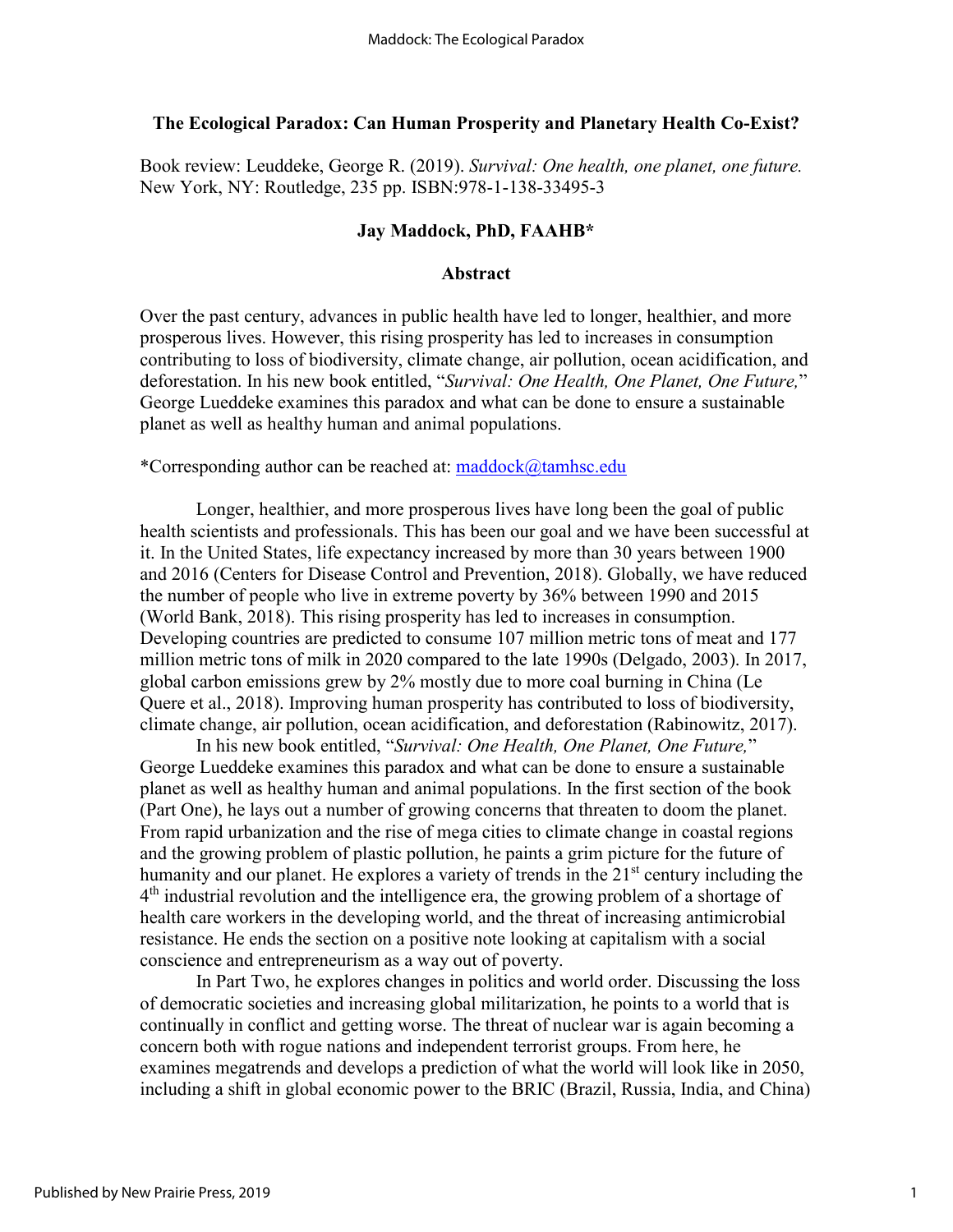# The Ecological Paradox: Can Human Prosperity and Planetary Health Co-Exist?

Book review: Leuddeke, George R. (2019). *Survival: One health, one planet, one future.* New York, NY: Routledge, 235 pp. ISBN:978-1-138-33495-3

## Jay Maddock, PhD, FAAHB*

## Abstract

Over the past century, advances in public health have led to longer, healthier, and more prosperous lives. However, this rising prosperity has led to increases in consumption contributing to loss of biodiversity, climate change, air pollution, ocean acidification, and deforestation. In his new book entitled, "*Survival: One Health, One Planet, One Future,*" George Lueddeke examines this paradox and what can be done to ensure a sustainable planet as well as healthy human and animal populations.

*Corresponding author can be reached at: maddock@tamhsc.edu

Longer, healthier, and more prosperous lives have long been the goal of public health scientists and professionals. This has been our goal and we have been successful at it. In the United States, life expectancy increased by more than 30 years between 1900 and 2016 (Centers for Disease Control and Prevention, 2018). Globally, we have reduced the number of people who live in extreme poverty by 36% between 1990 and 2015 (World Bank, 2018). This rising prosperity has led to increases in consumption. Developing countries are predicted to consume 107 million metric tons of meat and 177 million metric tons of milk in 2020 compared to the late 1990s (Delgado, 2003). In 2017, global carbon emissions grew by 2% mostly due to more coal burning in China (Le Quere et al., 2018). Improving human prosperity has contributed to loss of biodiversity, climate change, air pollution, ocean acidification, and deforestation (Rabinowitz, 2017).

In his new book entitled, "*Survival: One Health, One Planet, One Future,*" George Lueddeke examines this paradox and what can be done to ensure a sustainable planet as well as healthy human and animal populations. In the first section of the book (Part One), he lays out a number of growing concerns that threaten to doom the planet. From rapid urbanization and the rise of mega cities to climate change in coastal regions and the growing problem of plastic pollution, he paints a grim picture for the future of humanity and our planet. He explores a variety of trends in the 21st century including the 4th industrial revolution and the intelligence era, the growing problem of a shortage of health care workers in the developing world, and the threat of increasing antimicrobial resistance. He ends the section on a positive note looking at capitalism with a social conscience and entrepreneurism as a way out of poverty.

In Part Two, he explores changes in politics and world order. Discussing the loss of democratic societies and increasing global militarization, he points to a world that is continually in conflict and getting worse. The threat of nuclear war is again becoming a concern both with rogue nations and independent terrorist groups. From here, he examines megatrends and develops a prediction of what the world will look like in 2050, including a shift in global economic power to the BRIC (Brazil, Russia, India, and China)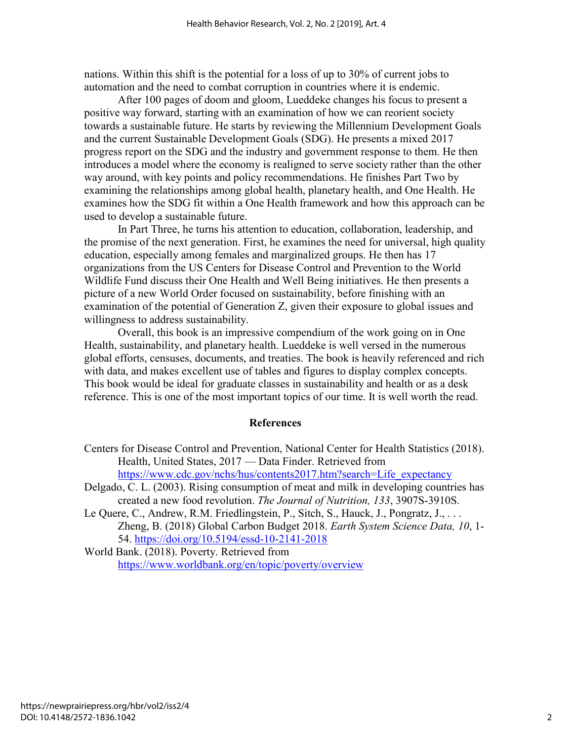nations. Within this shift is the potential for a loss of up to 30% of current jobs to automation and the need to combat corruption in countries where it is endemic.

After 100 pages of doom and gloom, Lueddeke changes his focus to present a positive way forward, starting with an examination of how we can reorient society towards a sustainable future. He starts by reviewing the Millennium Development Goals and the current Sustainable Development Goals (SDG). He presents a mixed 2017 progress report on the SDG and the industry and government response to them. He then introduces a model where the economy is realigned to serve society rather than the other way around, with key points and policy recommendations. He finishes Part Two by examining the relationships among global health, planetary health, and One Health. He examines how the SDG fit within a One Health framework and how this approach can be used to develop a sustainable future.

In Part Three, he turns his attention to education, collaboration, leadership, and the promise of the next generation. First, he examines the need for universal, high quality education, especially among females and marginalized groups. He then has 17 organizations from the US Centers for Disease Control and Prevention to the World Wildlife Fund discuss their One Health and Well Being initiatives. He then presents a picture of a new World Order focused on sustainability, before finishing with an examination of the potential of Generation Z, given their exposure to global issues and willingness to address sustainability.

Overall, this book is an impressive compendium of the work going on in One Health, sustainability, and planetary health. Lueddeke is well versed in the numerous global efforts, censuses, documents, and treaties. The book is heavily referenced and rich with data, and makes excellent use of tables and figures to display complex concepts. This book would be ideal for graduate classes in sustainability and health or as a desk reference. This is one of the most important topics of our time. It is well worth the read.

## References

Centers for Disease Control and Prevention, National Center for Health Statistics (2018). Health, United States, 2017 — Data Finder. Retrieved from https://www.cdc.gov/nchs/hus/contents2017.htm?search=Life_expectancy

Delgado, C. L. (2003). Rising consumption of meat and milk in developing countries has created a new food revolution. *The Journal of Nutrition, 133*, 3907S-3910S.

Le Quere, C., Andrew, R.M. Friedlingstein, P., Sitch, S., Hauck, J., Pongratz, J., . . . Zheng, B. (2018) Global Carbon Budget 2018. *Earth System Science Data, 10*, 1-54. https://doi.org/10.5194/essd-10-2141-2018

World Bank. (2018). Poverty. Retrieved from https://www.worldbank.org/en/topic/poverty/overview